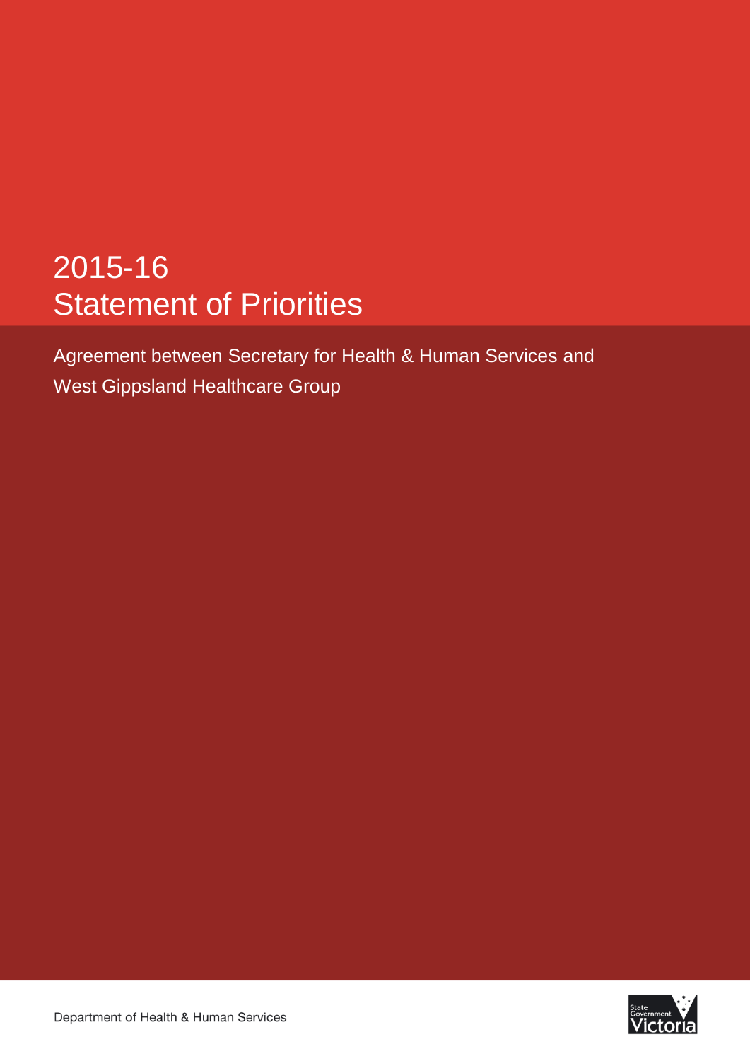# 2015-16
# Statement of Priorities

Agreement between Secretary for Health & Human Services and West Gippsland Healthcare Group

Department of Health & Human Services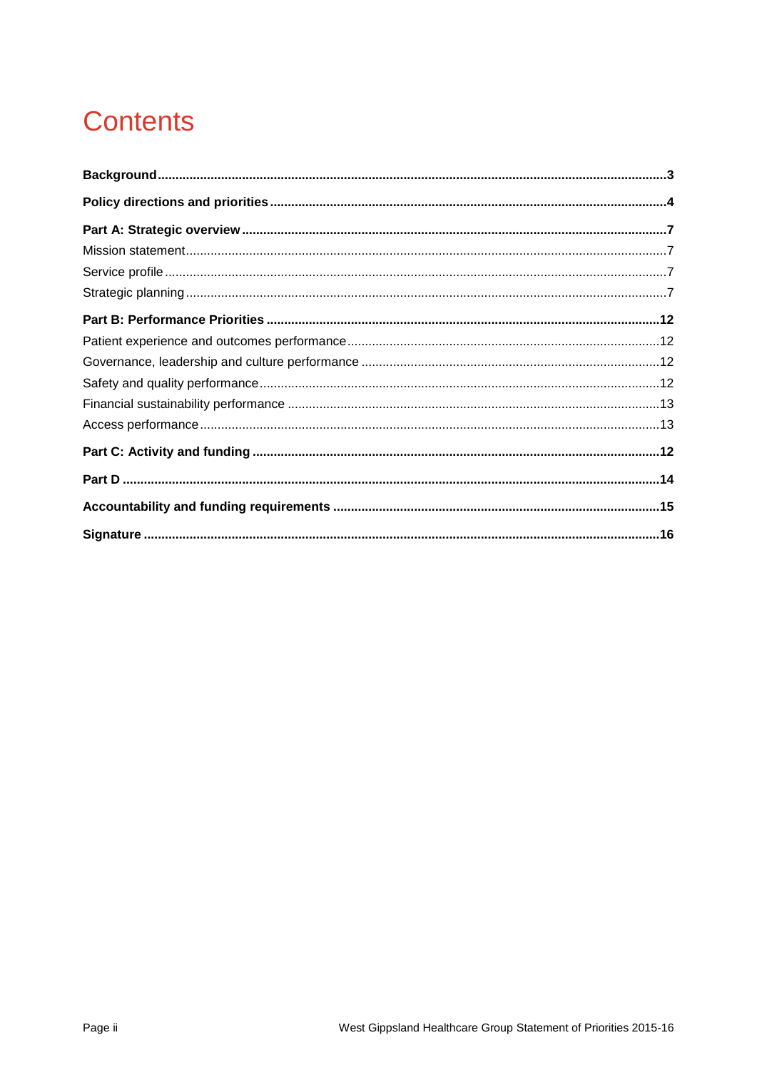# Contents

**Background** ........................................................................................................ **3**

**Policy directions and priorities** ........................................................................ **4**

**Part A: Strategic overview** ............................................................................... **7**

Mission statement ................................................................................................ 7

Service profile ...................................................................................................... 7

Strategic planning ................................................................................................. 7

**Part B: Performance Priorities** ....................................................................... **12**

Patient experience and outcomes performance ................................................. 12

Governance, leadership and culture performance ............................................. 12

Safety and quality performance .......................................................................... 12

Financial sustainability performance ................................................................... 13

Access performance ............................................................................................ 13

**Part C: Activity and funding** ............................................................................ **12**

**Part D** ............................................................................................................... **14**

**Accountability and funding requirements** ..................................................... **15**

**Signature** .......................................................................................................... **16**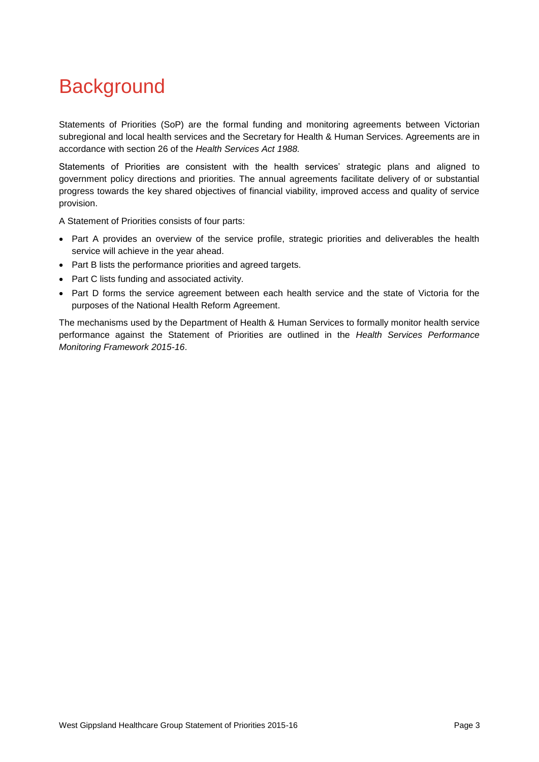# Background

Statements of Priorities (SoP) are the formal funding and monitoring agreements between Victorian subregional and local health services and the Secretary for Health & Human Services. Agreements are in accordance with section 26 of the *Health Services Act 1988.*

Statements of Priorities are consistent with the health services' strategic plans and aligned to government policy directions and priorities. The annual agreements facilitate delivery of or substantial progress towards the key shared objectives of financial viability, improved access and quality of service provision.

A Statement of Priorities consists of four parts:

- Part A provides an overview of the service profile, strategic priorities and deliverables the health service will achieve in the year ahead.
- Part B lists the performance priorities and agreed targets.
- Part C lists funding and associated activity.
- Part D forms the service agreement between each health service and the state of Victoria for the purposes of the National Health Reform Agreement.

The mechanisms used by the Department of Health & Human Services to formally monitor health service performance against the Statement of Priorities are outlined in the *Health Services Performance Monitoring Framework 2015-16*.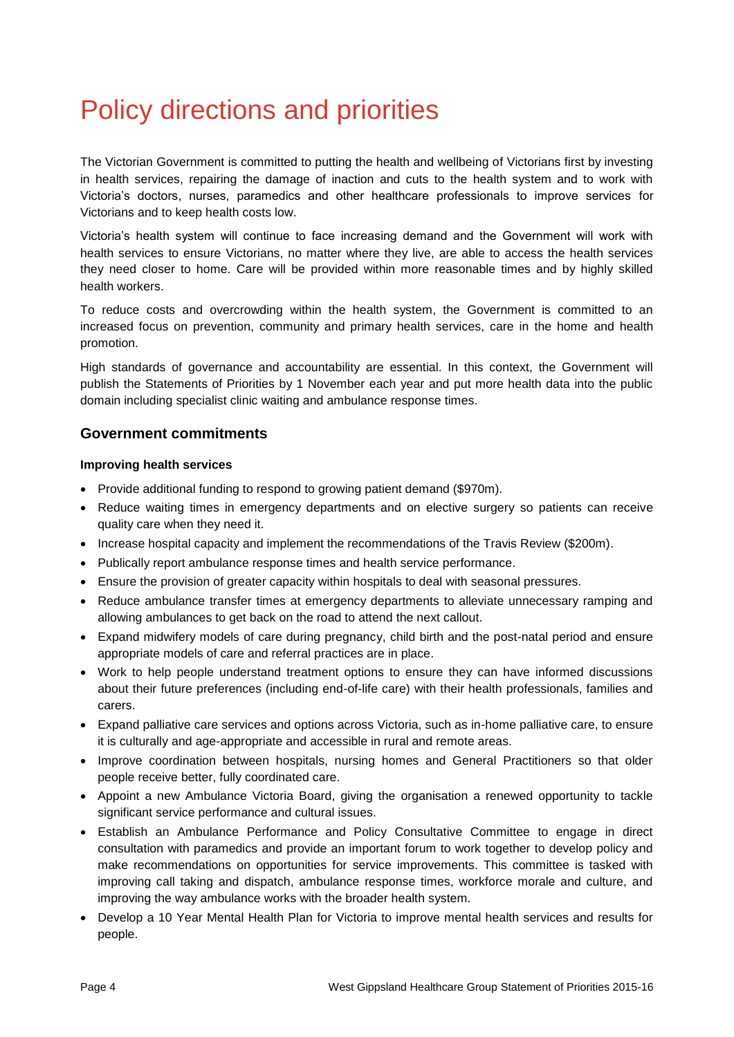# Policy directions and priorities

The Victorian Government is committed to putting the health and wellbeing of Victorians first by investing in health services, repairing the damage of inaction and cuts to the health system and to work with Victoria's doctors, nurses, paramedics and other healthcare professionals to improve services for Victorians and to keep health costs low.

Victoria's health system will continue to face increasing demand and the Government will work with health services to ensure Victorians, no matter where they live, are able to access the health services they need closer to home. Care will be provided within more reasonable times and by highly skilled health workers.

To reduce costs and overcrowding within the health system, the Government is committed to an increased focus on prevention, community and primary health services, care in the home and health promotion.

High standards of governance and accountability are essential. In this context, the Government will publish the Statements of Priorities by 1 November each year and put more health data into the public domain including specialist clinic waiting and ambulance response times.

## Government commitments

### Improving health services

- Provide additional funding to respond to growing patient demand ($970m).
- Reduce waiting times in emergency departments and on elective surgery so patients can receive quality care when they need it.
- Increase hospital capacity and implement the recommendations of the Travis Review ($200m).
- Publically report ambulance response times and health service performance.
- Ensure the provision of greater capacity within hospitals to deal with seasonal pressures.
- Reduce ambulance transfer times at emergency departments to alleviate unnecessary ramping and allowing ambulances to get back on the road to attend the next callout.
- Expand midwifery models of care during pregnancy, child birth and the post-natal period and ensure appropriate models of care and referral practices are in place.
- Work to help people understand treatment options to ensure they can have informed discussions about their future preferences (including end-of-life care) with their health professionals, families and carers.
- Expand palliative care services and options across Victoria, such as in-home palliative care, to ensure it is culturally and age-appropriate and accessible in rural and remote areas.
- Improve coordination between hospitals, nursing homes and General Practitioners so that older people receive better, fully coordinated care.
- Appoint a new Ambulance Victoria Board, giving the organisation a renewed opportunity to tackle significant service performance and cultural issues.
- Establish an Ambulance Performance and Policy Consultative Committee to engage in direct consultation with paramedics and provide an important forum to work together to develop policy and make recommendations on opportunities for service improvements. This committee is tasked with improving call taking and dispatch, ambulance response times, workforce morale and culture, and improving the way ambulance works with the broader health system.
- Develop a 10 Year Mental Health Plan for Victoria to improve mental health services and results for people.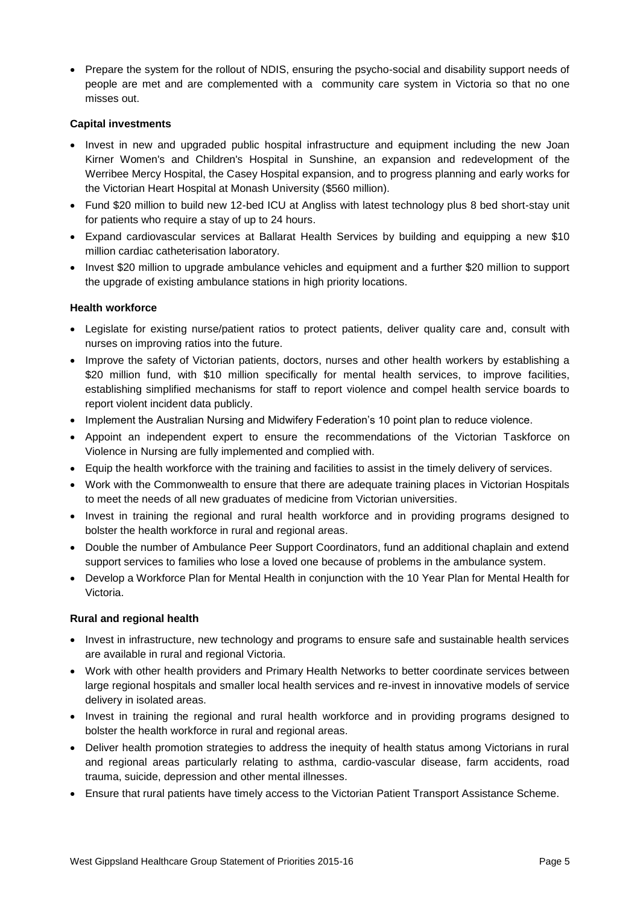- Prepare the system for the rollout of NDIS, ensuring the psycho-social and disability support needs of people are met and are complemented with a community care system in Victoria so that no one misses out.

**Capital investments**

- Invest in new and upgraded public hospital infrastructure and equipment including the new Joan Kirner Women's and Children's Hospital in Sunshine, an expansion and redevelopment of the Werribee Mercy Hospital, the Casey Hospital expansion, and to progress planning and early works for the Victorian Heart Hospital at Monash University ($560 million).
- Fund $20 million to build new 12-bed ICU at Angliss with latest technology plus 8 bed short-stay unit for patients who require a stay of up to 24 hours.
- Expand cardiovascular services at Ballarat Health Services by building and equipping a new $10 million cardiac catheterisation laboratory.
- Invest $20 million to upgrade ambulance vehicles and equipment and a further $20 million to support the upgrade of existing ambulance stations in high priority locations.

**Health workforce**

- Legislate for existing nurse/patient ratios to protect patients, deliver quality care and, consult with nurses on improving ratios into the future.
- Improve the safety of Victorian patients, doctors, nurses and other health workers by establishing a $20 million fund, with $10 million specifically for mental health services, to improve facilities, establishing simplified mechanisms for staff to report violence and compel health service boards to report violent incident data publicly.
- Implement the Australian Nursing and Midwifery Federation's 10 point plan to reduce violence.
- Appoint an independent expert to ensure the recommendations of the Victorian Taskforce on Violence in Nursing are fully implemented and complied with.
- Equip the health workforce with the training and facilities to assist in the timely delivery of services.
- Work with the Commonwealth to ensure that there are adequate training places in Victorian Hospitals to meet the needs of all new graduates of medicine from Victorian universities.
- Invest in training the regional and rural health workforce and in providing programs designed to bolster the health workforce in rural and regional areas.
- Double the number of Ambulance Peer Support Coordinators, fund an additional chaplain and extend support services to families who lose a loved one because of problems in the ambulance system.
- Develop a Workforce Plan for Mental Health in conjunction with the 10 Year Plan for Mental Health for Victoria.

**Rural and regional health**

- Invest in infrastructure, new technology and programs to ensure safe and sustainable health services are available in rural and regional Victoria.
- Work with other health providers and Primary Health Networks to better coordinate services between large regional hospitals and smaller local health services and re-invest in innovative models of service delivery in isolated areas.
- Invest in training the regional and rural health workforce and in providing programs designed to bolster the health workforce in rural and regional areas.
- Deliver health promotion strategies to address the inequity of health status among Victorians in rural and regional areas particularly relating to asthma, cardio-vascular disease, farm accidents, road trauma, suicide, depression and other mental illnesses.
- Ensure that rural patients have timely access to the Victorian Patient Transport Assistance Scheme.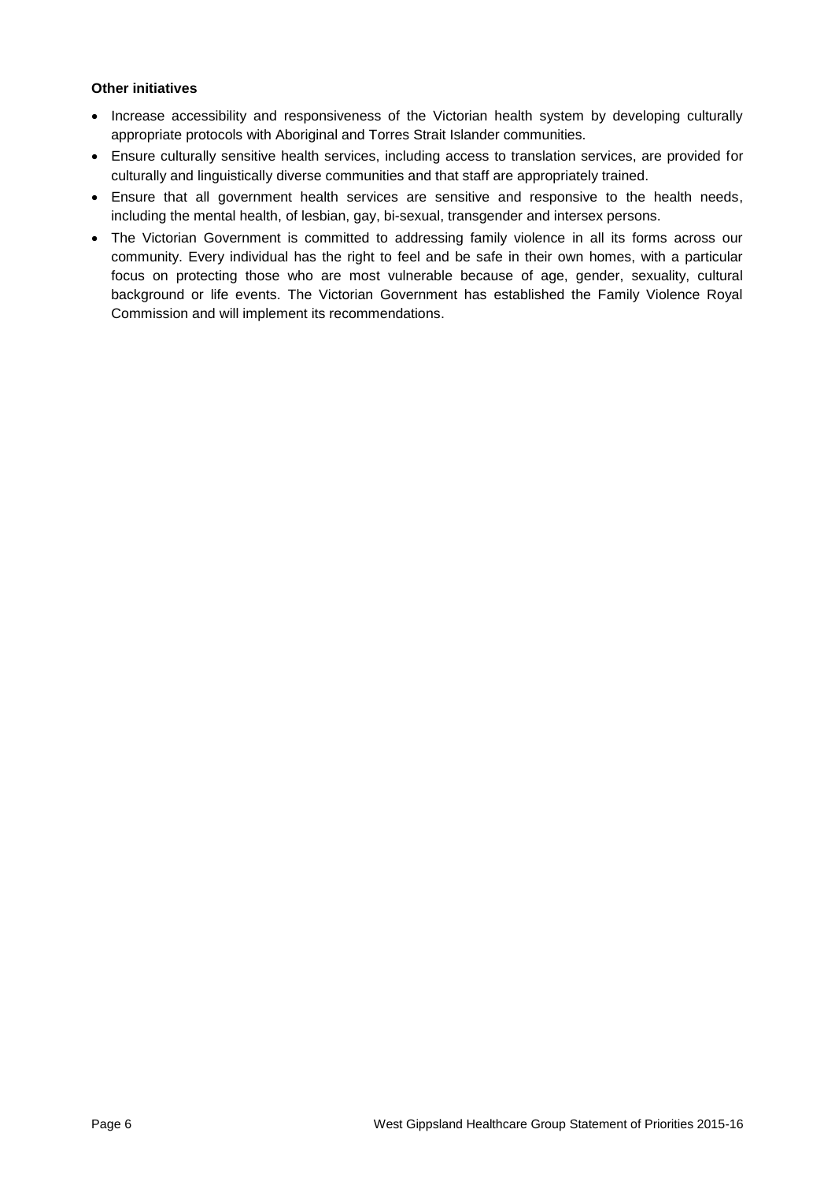**Other initiatives**

- Increase accessibility and responsiveness of the Victorian health system by developing culturally appropriate protocols with Aboriginal and Torres Strait Islander communities.
- Ensure culturally sensitive health services, including access to translation services, are provided for culturally and linguistically diverse communities and that staff are appropriately trained.
- Ensure that all government health services are sensitive and responsive to the health needs, including the mental health, of lesbian, gay, bi-sexual, transgender and intersex persons.
- The Victorian Government is committed to addressing family violence in all its forms across our community. Every individual has the right to feel and be safe in their own homes, with a particular focus on protecting those who are most vulnerable because of age, gender, sexuality, cultural background or life events. The Victorian Government has established the Family Violence Royal Commission and will implement its recommendations.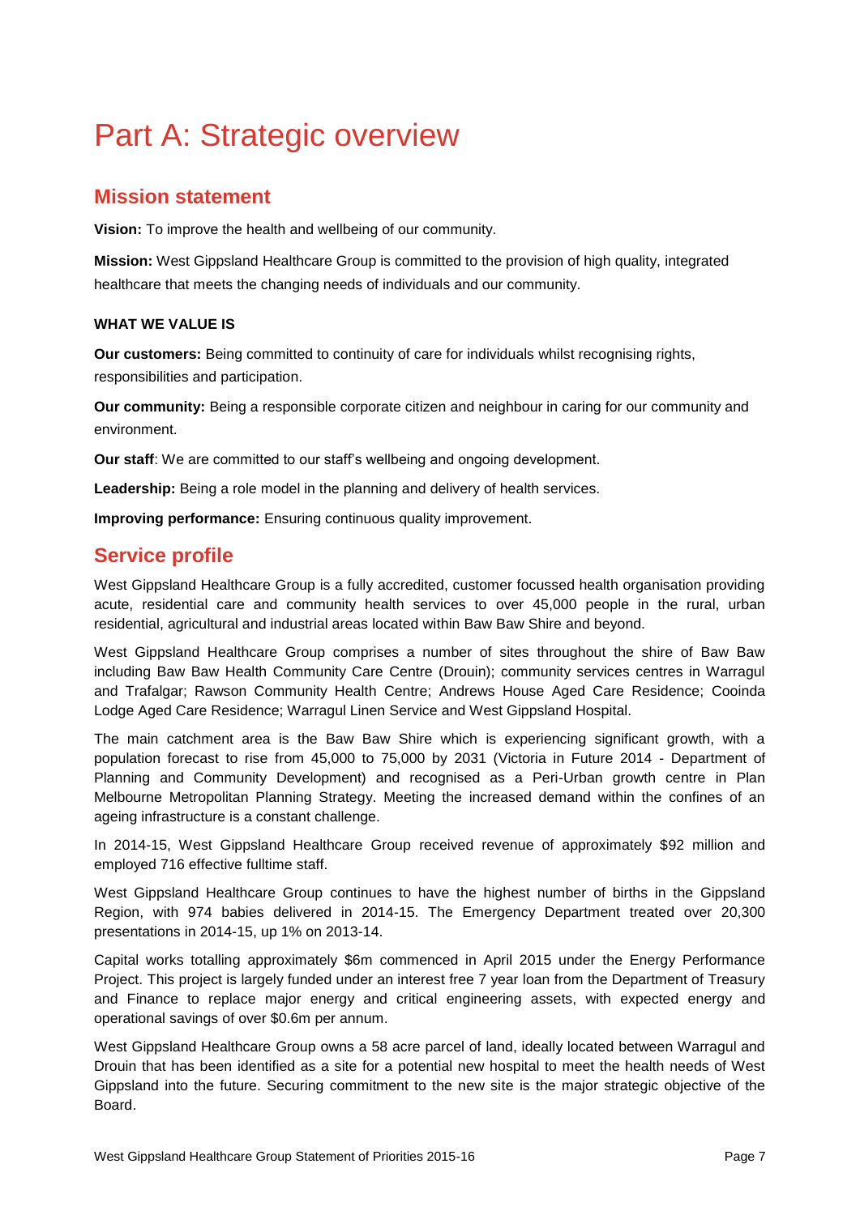# Part A: Strategic overview

## Mission statement

**Vision:** To improve the health and wellbeing of our community.

**Mission:** West Gippsland Healthcare Group is committed to the provision of high quality, integrated healthcare that meets the changing needs of individuals and our community.

#### WHAT WE VALUE IS

**Our customers:** Being committed to continuity of care for individuals whilst recognising rights, responsibilities and participation.

**Our community:** Being a responsible corporate citizen and neighbour in caring for our community and environment.

**Our staff**: We are committed to our staff's wellbeing and ongoing development.

**Leadership:** Being a role model in the planning and delivery of health services.

**Improving performance:** Ensuring continuous quality improvement.

## Service profile

West Gippsland Healthcare Group is a fully accredited, customer focussed health organisation providing acute, residential care and community health services to over 45,000 people in the rural, urban residential, agricultural and industrial areas located within Baw Baw Shire and beyond.

West Gippsland Healthcare Group comprises a number of sites throughout the shire of Baw Baw including Baw Baw Health Community Care Centre (Drouin); community services centres in Warragul and Trafalgar; Rawson Community Health Centre; Andrews House Aged Care Residence; Cooinda Lodge Aged Care Residence; Warragul Linen Service and West Gippsland Hospital.

The main catchment area is the Baw Baw Shire which is experiencing significant growth, with a population forecast to rise from 45,000 to 75,000 by 2031 (Victoria in Future 2014 - Department of Planning and Community Development) and recognised as a Peri-Urban growth centre in Plan Melbourne Metropolitan Planning Strategy. Meeting the increased demand within the confines of an ageing infrastructure is a constant challenge.

In 2014-15, West Gippsland Healthcare Group received revenue of approximately $92 million and employed 716 effective fulltime staff.

West Gippsland Healthcare Group continues to have the highest number of births in the Gippsland Region, with 974 babies delivered in 2014-15. The Emergency Department treated over 20,300 presentations in 2014-15, up 1% on 2013-14.

Capital works totalling approximately $6m commenced in April 2015 under the Energy Performance Project. This project is largely funded under an interest free 7 year loan from the Department of Treasury and Finance to replace major energy and critical engineering assets, with expected energy and operational savings of over $0.6m per annum.

West Gippsland Healthcare Group owns a 58 acre parcel of land, ideally located between Warragul and Drouin that has been identified as a site for a potential new hospital to meet the health needs of West Gippsland into the future. Securing commitment to the new site is the major strategic objective of the Board.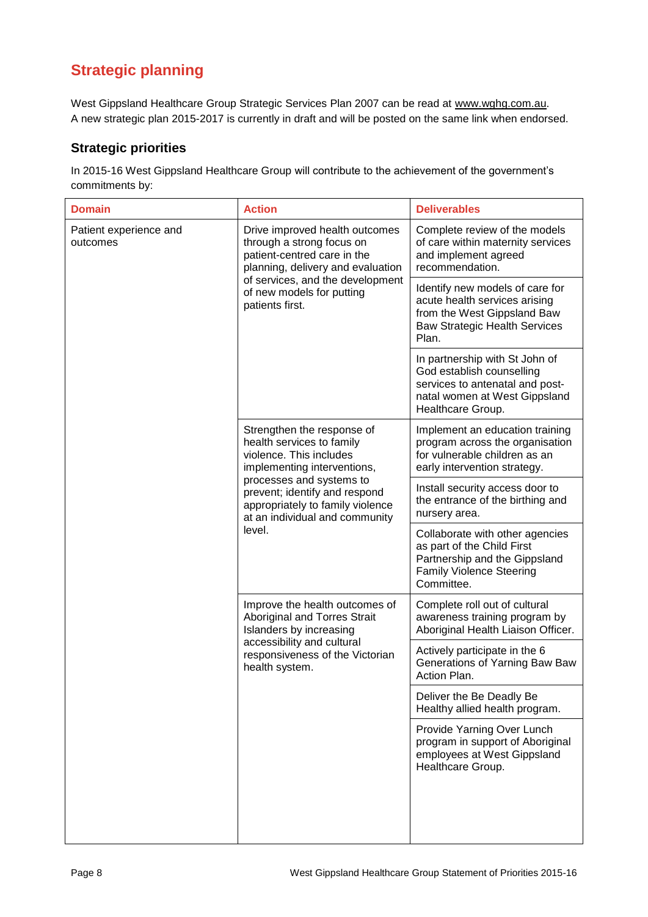## Strategic planning

West Gippsland Healthcare Group Strategic Services Plan 2007 can be read at www.wghg.com.au. A new strategic plan 2015-2017 is currently in draft and will be posted on the same link when endorsed.

### Strategic priorities

In 2015-16 West Gippsland Healthcare Group will contribute to the achievement of the government's commitments by:

| Domain | Action | Deliverables |
|---|---|---|
| Patient experience and outcomes | Drive improved health outcomes through a strong focus on patient-centred care in the planning, delivery and evaluation of services, and the development of new models for putting patients first. | Complete review of the models of care within maternity services and implement agreed recommendation. |
| | | Identify new models of care for acute health services arising from the West Gippsland Baw Baw Strategic Health Services Plan. |
| | | In partnership with St John of God establish counselling services to antenatal and post-natal women at West Gippsland Healthcare Group. |
| | Strengthen the response of health services to family violence. This includes implementing interventions, processes and systems to prevent; identify and respond appropriately to family violence at an individual and community level. | Implement an education training program across the organisation for vulnerable children as an early intervention strategy. |
| | | Install security access door to the entrance of the birthing and nursery area. |
| | | Collaborate with other agencies as part of the Child First Partnership and the Gippsland Family Violence Steering Committee. |
| | Improve the health outcomes of Aboriginal and Torres Strait Islanders by increasing accessibility and cultural responsiveness of the Victorian health system. | Complete roll out of cultural awareness training program by Aboriginal Health Liaison Officer. |
| | | Actively participate in the 6 Generations of Yarning Baw Baw Action Plan. |
| | | Deliver the Be Deadly Be Healthy allied health program. |
| | | Provide Yarning Over Lunch program in support of Aboriginal employees at West Gippsland Healthcare Group. |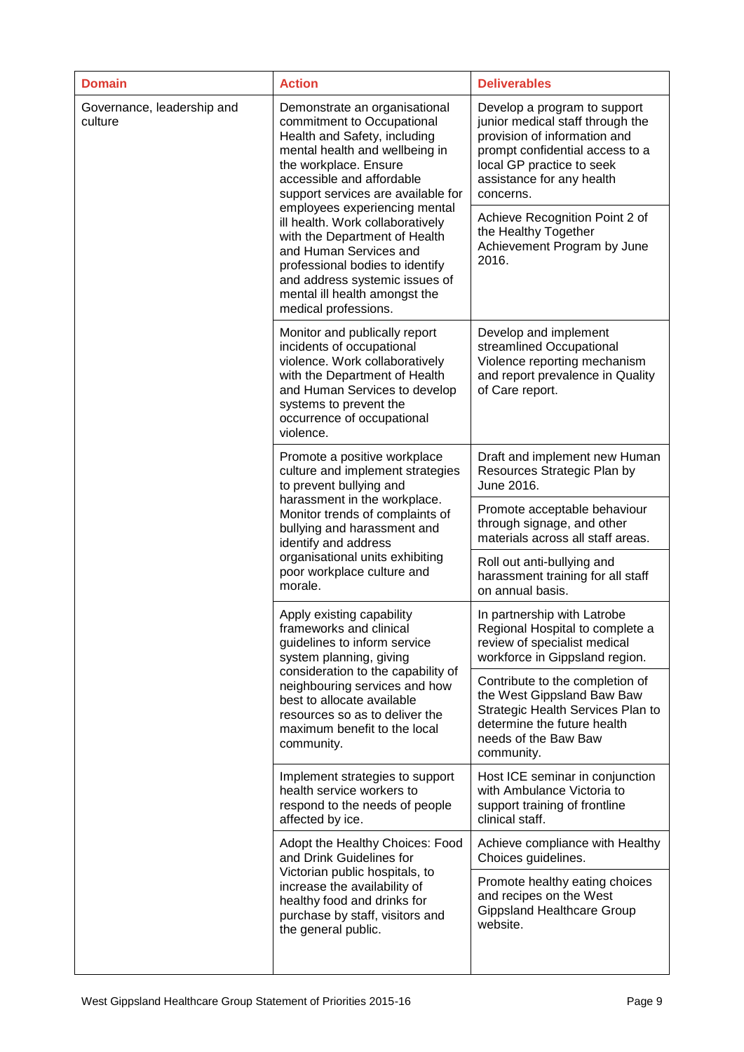| Domain | Action | Deliverables |
|---|---|---|
| Governance, leadership and culture | Demonstrate an organisational commitment to Occupational Health and Safety, including mental health and wellbeing in the workplace. Ensure accessible and affordable support services are available for employees experiencing mental ill health. Work collaboratively with the Department of Health and Human Services and professional bodies to identify and address systemic issues of mental ill health amongst the medical professions. | Develop a program to support junior medical staff through the provision of information and prompt confidential access to a local GP practice to seek assistance for any health concerns. |
| | | Achieve Recognition Point 2 of the Healthy Together Achievement Program by June 2016. |
| | Monitor and publically report incidents of occupational violence. Work collaboratively with the Department of Health and Human Services to develop systems to prevent the occurrence of occupational violence. | Develop and implement streamlined Occupational Violence reporting mechanism and report prevalence in Quality of Care report. |
| | Promote a positive workplace culture and implement strategies to prevent bullying and harassment in the workplace. Monitor trends of complaints of bullying and harassment and identify and address organisational units exhibiting poor workplace culture and morale. | Draft and implement new Human Resources Strategic Plan by June 2016. |
| | | Promote acceptable behaviour through signage, and other materials across all staff areas. |
| | | Roll out anti-bullying and harassment training for all staff on annual basis. |
| | Apply existing capability frameworks and clinical guidelines to inform service system planning, giving consideration to the capability of neighbouring services and how best to allocate available resources so as to deliver the maximum benefit to the local community. | In partnership with Latrobe Regional Hospital to complete a review of specialist medical workforce in Gippsland region. |
| | | Contribute to the completion of the West Gippsland Baw Baw Strategic Health Services Plan to determine the future health needs of the Baw Baw community. |
| | Implement strategies to support health service workers to respond to the needs of people affected by ice. | Host ICE seminar in conjunction with Ambulance Victoria to support training of frontline clinical staff. |
| | Adopt the Healthy Choices: Food and Drink Guidelines for Victorian public hospitals, to increase the availability of healthy food and drinks for purchase by staff, visitors and the general public. | Achieve compliance with Healthy Choices guidelines. |
| | | Promote healthy eating choices and recipes on the West Gippsland Healthcare Group website. |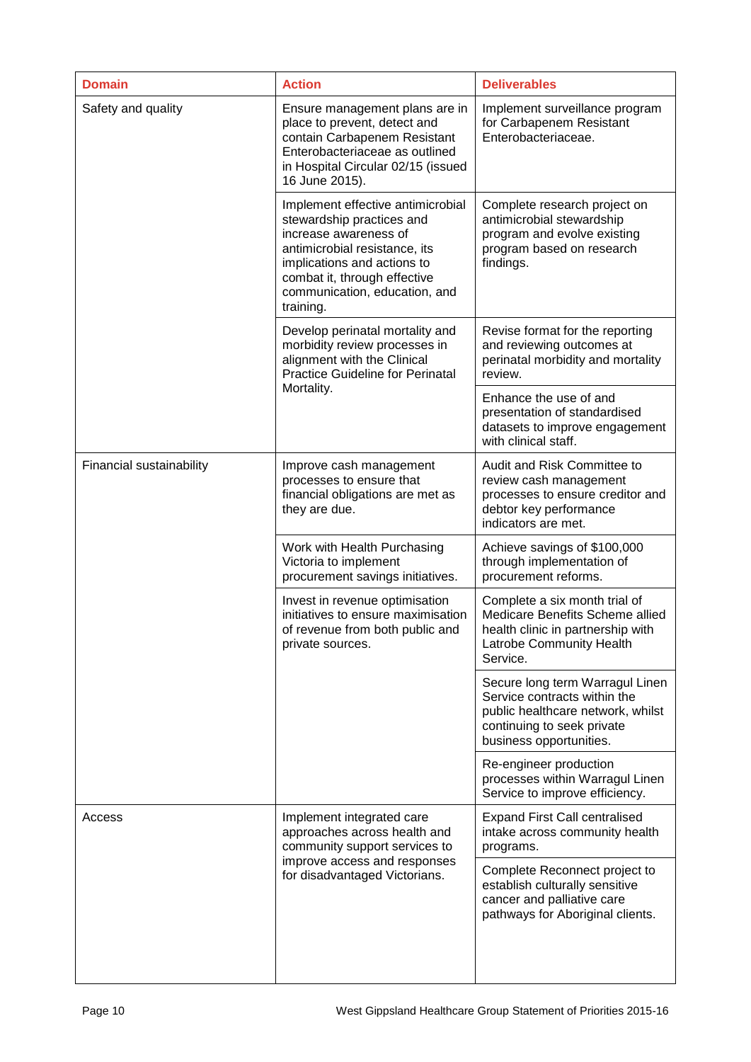| Domain | Action | Deliverables |
|---|---|---|
| Safety and quality | Ensure management plans are in place to prevent, detect and contain Carbapenem Resistant Enterobacteriaceae as outlined in Hospital Circular 02/15 (issued 16 June 2015). | Implement surveillance program for Carbapenem Resistant Enterobacteriaceae. |
| | Implement effective antimicrobial stewardship practices and increase awareness of antimicrobial resistance, its implications and actions to combat it, through effective communication, education, and training. | Complete research project on antimicrobial stewardship program and evolve existing program based on research findings. |
| | Develop perinatal mortality and morbidity review processes in alignment with the Clinical Practice Guideline for Perinatal Mortality. | Revise format for the reporting and reviewing outcomes at perinatal morbidity and mortality review. |
| | | Enhance the use of and presentation of standardised datasets to improve engagement with clinical staff. |
| Financial sustainability | Improve cash management processes to ensure that financial obligations are met as they are due. | Audit and Risk Committee to review cash management processes to ensure creditor and debtor key performance indicators are met. |
| | Work with Health Purchasing Victoria to implement procurement savings initiatives. | Achieve savings of $100,000 through implementation of procurement reforms. |
| | Invest in revenue optimisation initiatives to ensure maximisation of revenue from both public and private sources. | Complete a six month trial of Medicare Benefits Scheme allied health clinic in partnership with Latrobe Community Health Service. |
| | | Secure long term Warragul Linen Service contracts within the public healthcare network, whilst continuing to seek private business opportunities. |
| | | Re-engineer production processes within Warragul Linen Service to improve efficiency. |
| Access | Implement integrated care approaches across health and community support services to improve access and responses for disadvantaged Victorians. | Expand First Call centralised intake across community health programs. |
| | | Complete Reconnect project to establish culturally sensitive cancer and palliative care pathways for Aboriginal clients. |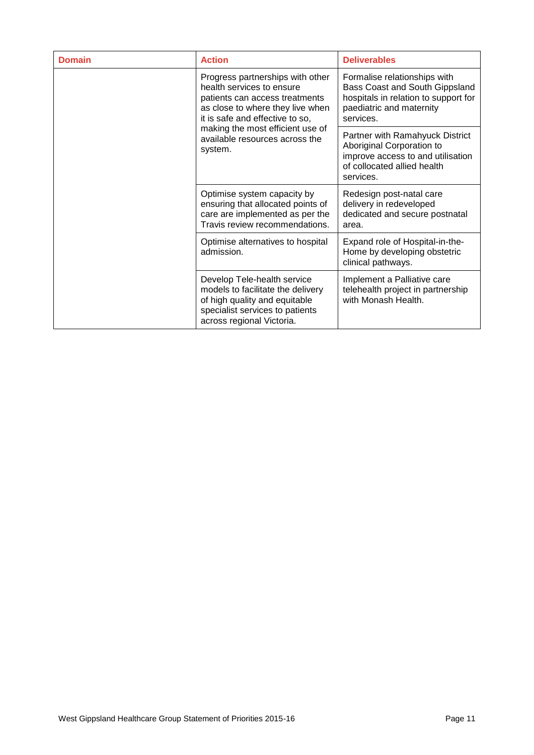| Domain | Action | Deliverables |
| --- | --- | --- |
| | Progress partnerships with other health services to ensure patients can access treatments as close to where they live when it is safe and effective to so, making the most efficient use of available resources across the system. | Formalise relationships with Bass Coast and South Gippsland hospitals in relation to support for paediatric and maternity services. |
| | | Partner with Ramahyuck District Aboriginal Corporation to improve access to and utilisation of collocated allied health services. |
| | Optimise system capacity by ensuring that allocated points of care are implemented as per the Travis review recommendations. | Redesign post-natal care delivery in redeveloped dedicated and secure postnatal area. |
| | Optimise alternatives to hospital admission. | Expand role of Hospital-in-the-Home by developing obstetric clinical pathways. |
| | Develop Tele-health service models to facilitate the delivery of high quality and equitable specialist services to patients across regional Victoria. | Implement a Palliative care telehealth project in partnership with Monash Health. |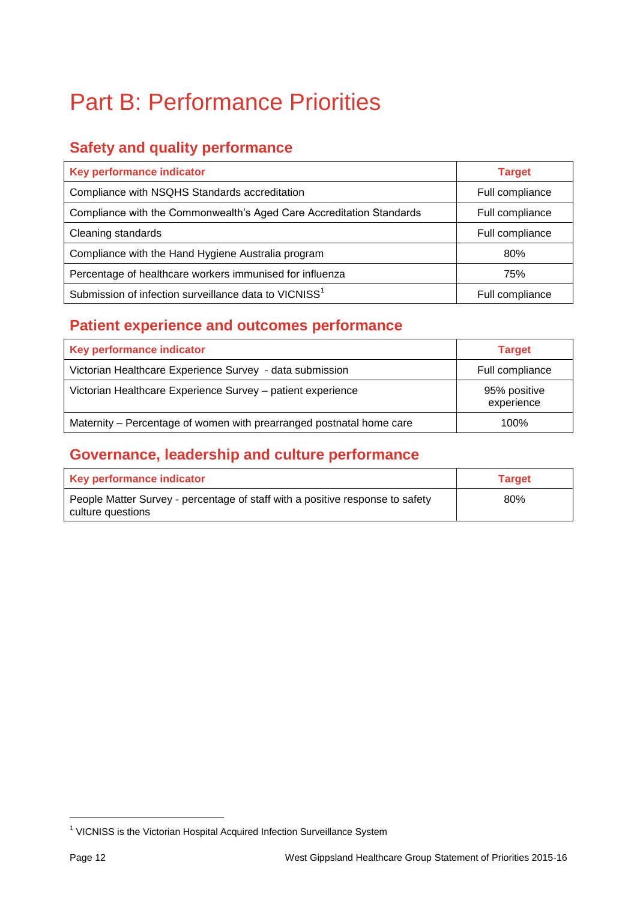# Part B: Performance Priorities

## Safety and quality performance

| Key performance indicator | Target |
|---|---|
| Compliance with NSQHS Standards accreditation | Full compliance |
| Compliance with the Commonwealth's Aged Care Accreditation Standards | Full compliance |
| Cleaning standards | Full compliance |
| Compliance with the Hand Hygiene Australia program | 80% |
| Percentage of healthcare workers immunised for influenza | 75% |
| Submission of infection surveillance data to VICNISS[1] | Full compliance |

## Patient experience and outcomes performance

| Key performance indicator | Target |
|---|---|
| Victorian Healthcare Experience Survey - data submission | Full compliance |
| Victorian Healthcare Experience Survey – patient experience | 95% positive experience |
| Maternity – Percentage of women with prearranged postnatal home care | 100% |

## Governance, leadership and culture performance

| Key performance indicator | Target |
|---|---|
| People Matter Survey - percentage of staff with a positive response to safety culture questions | 80% |

[1] VICNISS is the Victorian Hospital Acquired Infection Surveillance System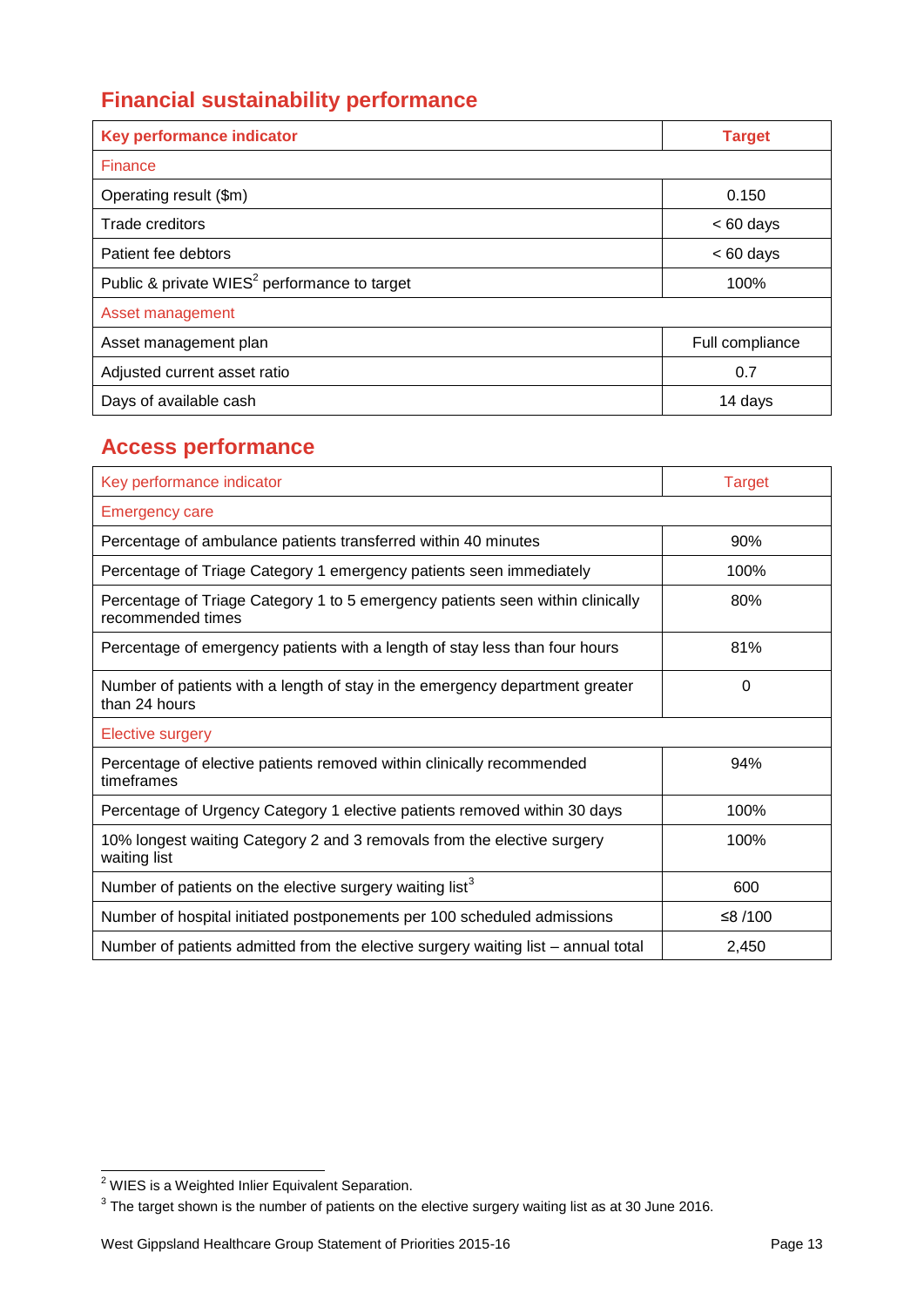## Financial sustainability performance

| Key performance indicator | Target |
|---|---|
| Finance | |
| Operating result ($m) | 0.150 |
| Trade creditors | < 60 days |
| Patient fee debtors | < 60 days |
| Public & private WIES[2] performance to target | 100% |
| Asset management | |
| Asset management plan | Full compliance |
| Adjusted current asset ratio | 0.7 |
| Days of available cash | 14 days |

## Access performance

| Key performance indicator | Target |
|---|---|
| Emergency care | |
| Percentage of ambulance patients transferred within 40 minutes | 90% |
| Percentage of Triage Category 1 emergency patients seen immediately | 100% |
| Percentage of Triage Category 1 to 5 emergency patients seen within clinically recommended times | 80% |
| Percentage of emergency patients with a length of stay less than four hours | 81% |
| Number of patients with a length of stay in the emergency department greater than 24 hours | 0 |
| Elective surgery | |
| Percentage of elective patients removed within clinically recommended timeframes | 94% |
| Percentage of Urgency Category 1 elective patients removed within 30 days | 100% |
| 10% longest waiting Category 2 and 3 removals from the elective surgery waiting list | 100% |
| Number of patients on the elective surgery waiting list[3] | 600 |
| Number of hospital initiated postponements per 100 scheduled admissions | ≤8 /100 |
| Number of patients admitted from the elective surgery waiting list – annual total | 2,450 |

[2] WIES is a Weighted Inlier Equivalent Separation.

[3] The target shown is the number of patients on the elective surgery waiting list as at 30 June 2016.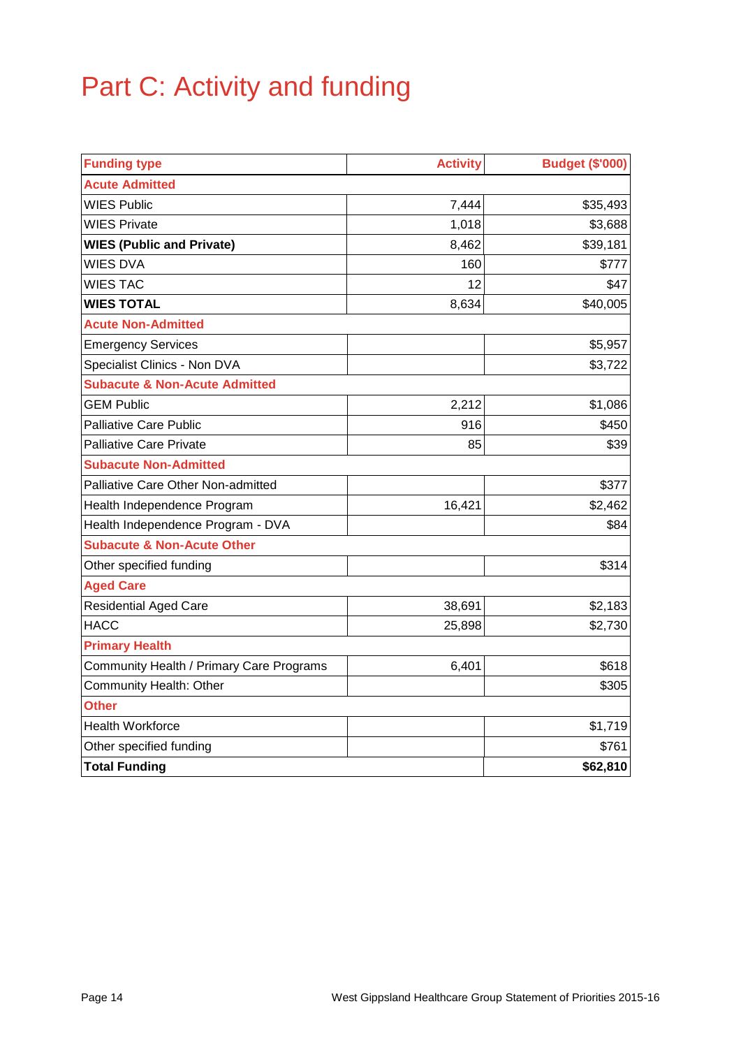# Part C: Activity and funding

| Funding type | Activity | Budget ($'000) |
|---|---:|---:|
| **Acute Admitted** | | |
| WIES Public | 7,444 | $35,493 |
| WIES Private | 1,018 | $3,688 |
| **WIES (Public and Private)** | 8,462 | $39,181 |
| WIES DVA | 160 | $777 |
| WIES TAC | 12 | $47 |
| **WIES TOTAL** | 8,634 | $40,005 |
| **Acute Non-Admitted** | | |
| Emergency Services | | $5,957 |
| Specialist Clinics - Non DVA | | $3,722 |
| **Subacute & Non-Acute Admitted** | | |
| GEM Public | 2,212 | $1,086 |
| Palliative Care Public | 916 | $450 |
| Palliative Care Private | 85 | $39 |
| **Subacute Non-Admitted** | | |
| Palliative Care Other Non-admitted | | $377 |
| Health Independence Program | 16,421 | $2,462 |
| Health Independence Program - DVA | | $84 |
| **Subacute & Non-Acute Other** | | |
| Other specified funding | | $314 |
| **Aged Care** | | |
| Residential Aged Care | 38,691 | $2,183 |
| HACC | 25,898 | $2,730 |
| **Primary Health** | | |
| Community Health / Primary Care Programs | 6,401 | $618 |
| Community Health: Other | | $305 |
| **Other** | | |
| Health Workforce | | $1,719 |
| Other specified funding | | $761 |
| **Total Funding** | | **$62,810** |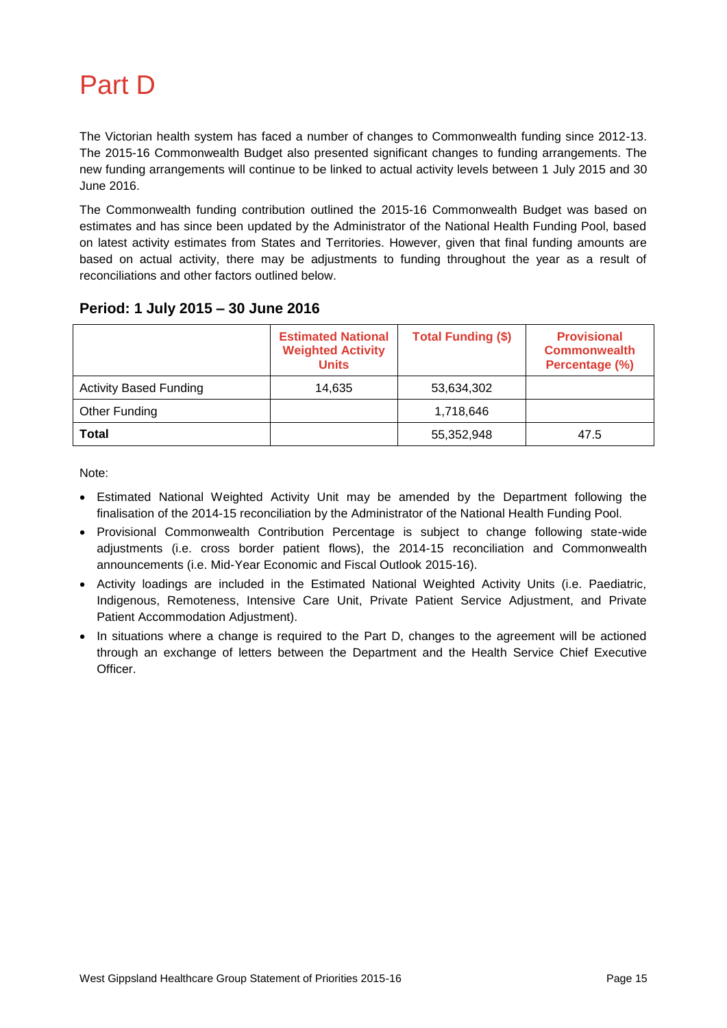# Part D

The Victorian health system has faced a number of changes to Commonwealth funding since 2012-13. The 2015-16 Commonwealth Budget also presented significant changes to funding arrangements. The new funding arrangements will continue to be linked to actual activity levels between 1 July 2015 and 30 June 2016.

The Commonwealth funding contribution outlined the 2015-16 Commonwealth Budget was based on estimates and has since been updated by the Administrator of the National Health Funding Pool, based on latest activity estimates from States and Territories. However, given that final funding amounts are based on actual activity, there may be adjustments to funding throughout the year as a result of reconciliations and other factors outlined below.

### Period: 1 July 2015 – 30 June 2016

| | Estimated National Weighted Activity Units | Total Funding ($) | Provisional Commonwealth Percentage (%) |
|---|---|---|---|
| Activity Based Funding | 14,635 | 53,634,302 | |
| Other Funding | | 1,718,646 | |
| **Total** | | 55,352,948 | 47.5 |

Note:

- Estimated National Weighted Activity Unit may be amended by the Department following the finalisation of the 2014-15 reconciliation by the Administrator of the National Health Funding Pool.
- Provisional Commonwealth Contribution Percentage is subject to change following state-wide adjustments (i.e. cross border patient flows), the 2014-15 reconciliation and Commonwealth announcements (i.e. Mid-Year Economic and Fiscal Outlook 2015-16).
- Activity loadings are included in the Estimated National Weighted Activity Units (i.e. Paediatric, Indigenous, Remoteness, Intensive Care Unit, Private Patient Service Adjustment, and Private Patient Accommodation Adjustment).
- In situations where a change is required to the Part D, changes to the agreement will be actioned through an exchange of letters between the Department and the Health Service Chief Executive Officer.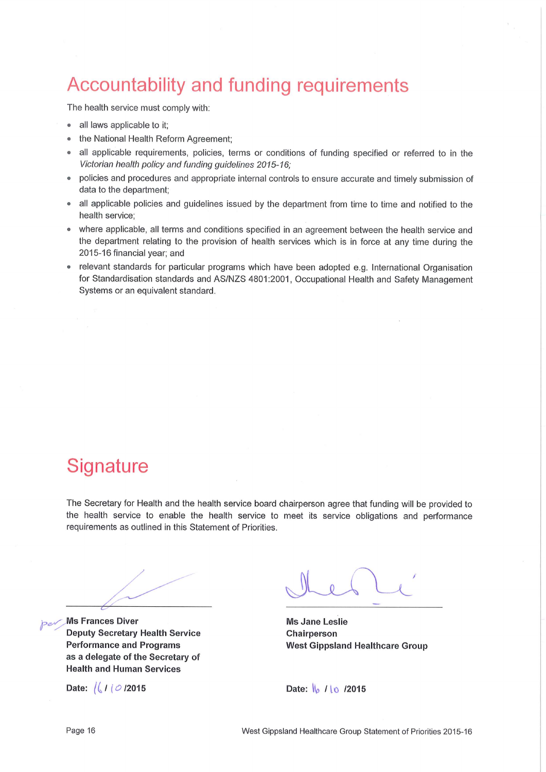# Accountability and funding requirements

The health service must comply with:

- all laws applicable to it;
- the National Health Reform Agreement;
- all applicable requirements, policies, terms or conditions of funding specified or referred to in the *Victorian health policy and funding guidelines 2015-16;*
- policies and procedures and appropriate internal controls to ensure accurate and timely submission of data to the department;
- all applicable policies and guidelines issued by the department from time to time and notified to the health service;
- where applicable, all terms and conditions specified in an agreement between the health service and the department relating to the provision of health services which is in force at any time during the 2015-16 financial year; and
- relevant standards for particular programs which have been adopted e.g. International Organisation for Standardisation standards and AS/NZS 4801:2001, Occupational Health and Safety Management Systems or an equivalent standard.

# Signature

The Secretary for Health and the health service board chairperson agree that funding will be provided to the health service to enable the health service to meet its service obligations and performance requirements as outlined in this Statement of Priorities.

per **Ms Frances Diver**
**Deputy Secretary Health Service Performance and Programs as a delegate of the Secretary of Health and Human Services**

**Date:** 16 / 10 /2015

**Ms Jane Leslie**
**Chairperson**
**West Gippsland Healthcare Group**

**Date:** 16 / 10 /2015